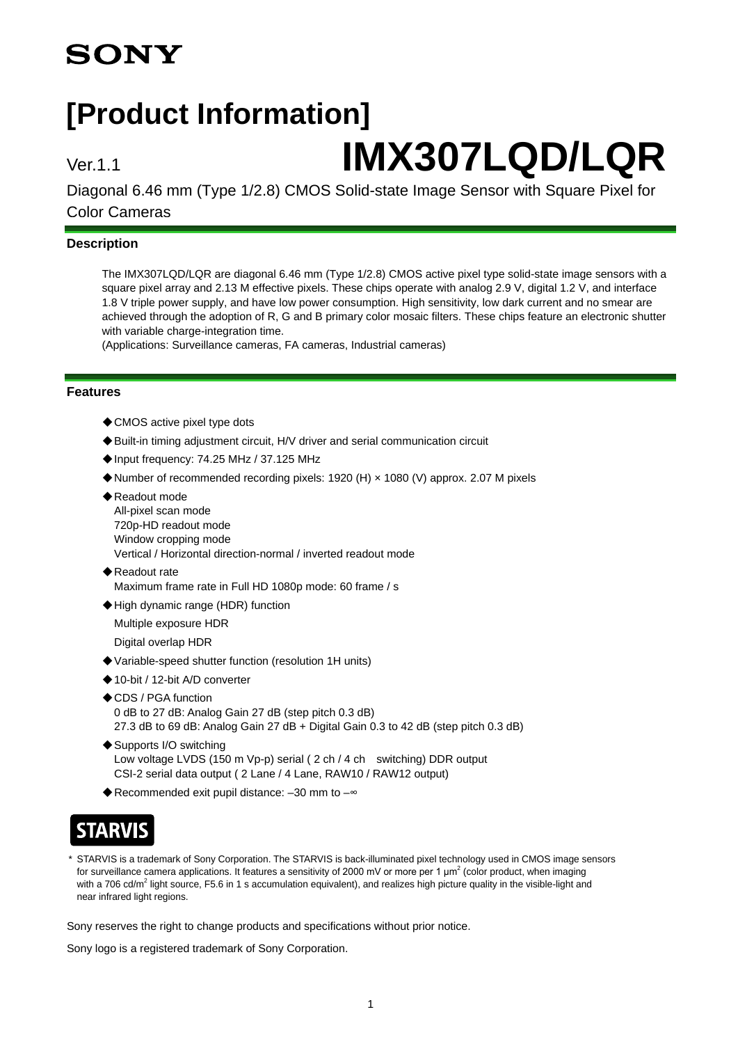SONY

# [Product Information]

Ver.1.1

# IMX307LQD/LQR

Diagonal 6.46 mm (Type 1/2.8) CMOS Solid-state Image Sensor with Square Pixel for Color Cameras

## Description

The IMX307LQD/LQR are diagonal 6.46 mm (Type 1/2.8) CMOS active pixel type solid-state image sensors with a square pixel array and 2.13 M effective pixels. These chips operate with analog 2.9 V, digital 1.2 V, and interface 1.8 V triple power supply, and have low power consumption. High sensitivity, low dark current and no smear are achieved through the adoption of R, G and B primary color mosaic filters. These chips feature an electronic shutter with variable charge-integration time.
(Applications: Surveillance cameras, FA cameras, Industrial cameras)

## Features

- CMOS active pixel type dots
- Built-in timing adjustment circuit, H/V driver and serial communication circuit
- Input frequency: 74.25 MHz / 37.125 MHz
- Number of recommended recording pixels: 1920 (H) × 1080 (V) approx. 2.07 M pixels
- Readout mode
  All-pixel scan mode
  720p-HD readout mode
  Window cropping mode
  Vertical / Horizontal direction-normal / inverted readout mode
- Readout rate
  Maximum frame rate in Full HD 1080p mode: 60 frame / s
- High dynamic range (HDR) function
  Multiple exposure HDR
  Digital overlap HDR
- Variable-speed shutter function (resolution 1H units)
- 10-bit / 12-bit A/D converter
- CDS / PGA function
  0 dB to 27 dB: Analog Gain 27 dB (step pitch 0.3 dB)
  27.3 dB to 69 dB: Analog Gain 27 dB + Digital Gain 0.3 to 42 dB (step pitch 0.3 dB)
- Supports I/O switching
  Low voltage LVDS (150 m Vp-p) serial ( 2 ch / 4 ch switching) DDR output
  CSI-2 serial data output ( 2 Lane / 4 Lane, RAW10 / RAW12 output)
- Recommended exit pupil distance: –30 mm to –∞

STARVIS

\* STARVIS is a trademark of Sony Corporation. The STARVIS is back-illuminated pixel technology used in CMOS image sensors for surveillance camera applications. It features a sensitivity of 2000 mV or more per 1 $\mu m^2$ (color product, when imaging with a 706 $cd/m^2$ light source, F5.6 in 1 s accumulation equivalent), and realizes high picture quality in the visible-light and near infrared light regions.

Sony reserves the right to change products and specifications without prior notice.

Sony logo is a registered trademark of Sony Corporation.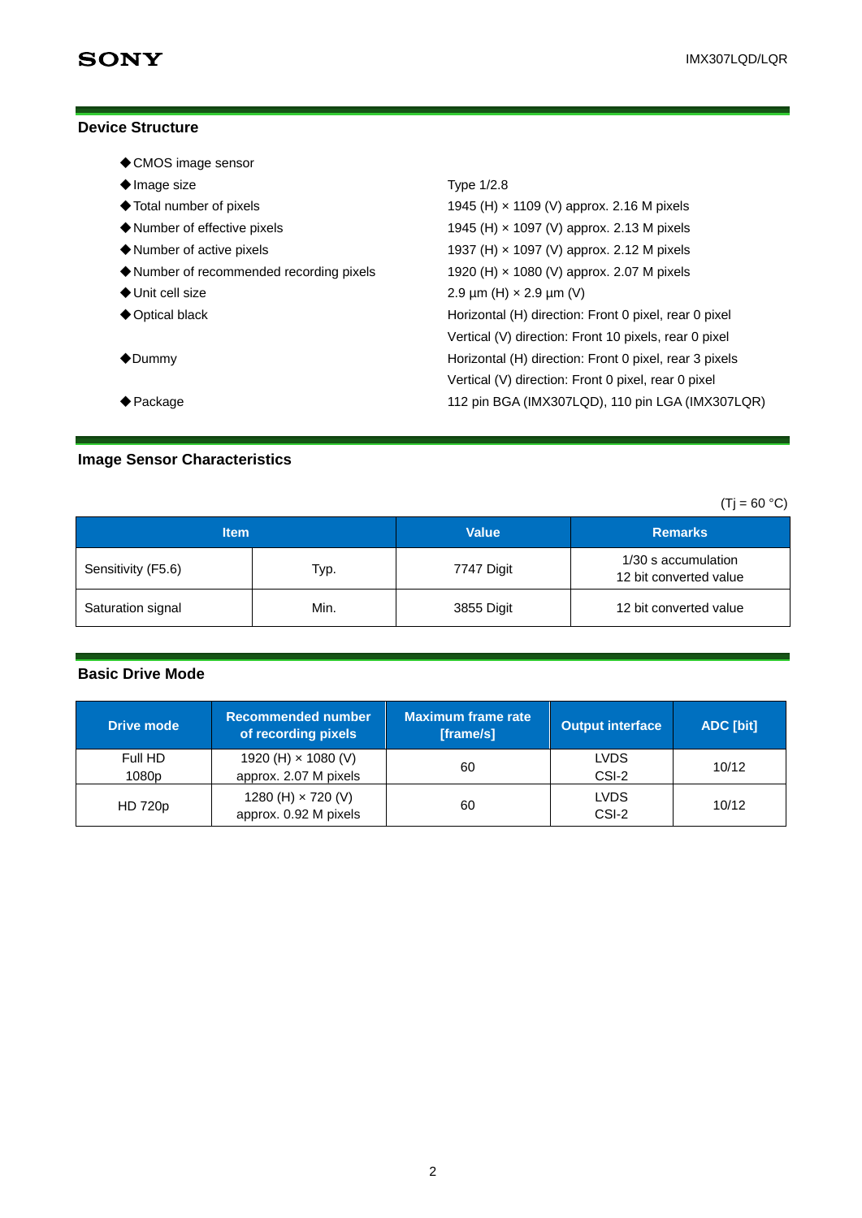## Device Structure

- ◆CMOS image sensor
- ◆Image size — Type 1/2.8
- ◆Total number of pixels — 1945 (H) × 1109 (V) approx. 2.16 M pixels
- ◆Number of effective pixels — 1945 (H) × 1097 (V) approx. 2.13 M pixels
- ◆Number of active pixels — 1937 (H) × 1097 (V) approx. 2.12 M pixels
- ◆Number of recommended recording pixels — 1920 (H) × 1080 (V) approx. 2.07 M pixels
- ◆Unit cell size — 2.9 µm (H) × 2.9 µm (V)
- ◆Optical black — Horizontal (H) direction: Front 0 pixel, rear 0 pixel
  Vertical (V) direction: Front 10 pixels, rear 0 pixel
- ◆Dummy — Horizontal (H) direction: Front 0 pixel, rear 3 pixels
  Vertical (V) direction: Front 0 pixel, rear 0 pixel
- ◆Package — 112 pin BGA (IMX307LQD), 110 pin LGA (IMX307LQR)

## Image Sensor Characteristics

(Tj = 60 °C)

| Item | | Value | Remarks |
|---|---|---|---|
| Sensitivity (F5.6) | Typ. | 7747 Digit | 1/30 s accumulation<br>12 bit converted value |
| Saturation signal | Min. | 3855 Digit | 12 bit converted value |

## Basic Drive Mode

| Drive mode | Recommended number of recording pixels | Maximum frame rate [frame/s] | Output interface | ADC [bit] |
|---|---|---|---|---|
| Full HD<br>1080p | 1920 (H) × 1080 (V)<br>approx. 2.07 M pixels | 60 | LVDS<br>CSI-2 | 10/12 |
| HD 720p | 1280 (H) × 720 (V)<br>approx. 0.92 M pixels | 60 | LVDS<br>CSI-2 | 10/12 |